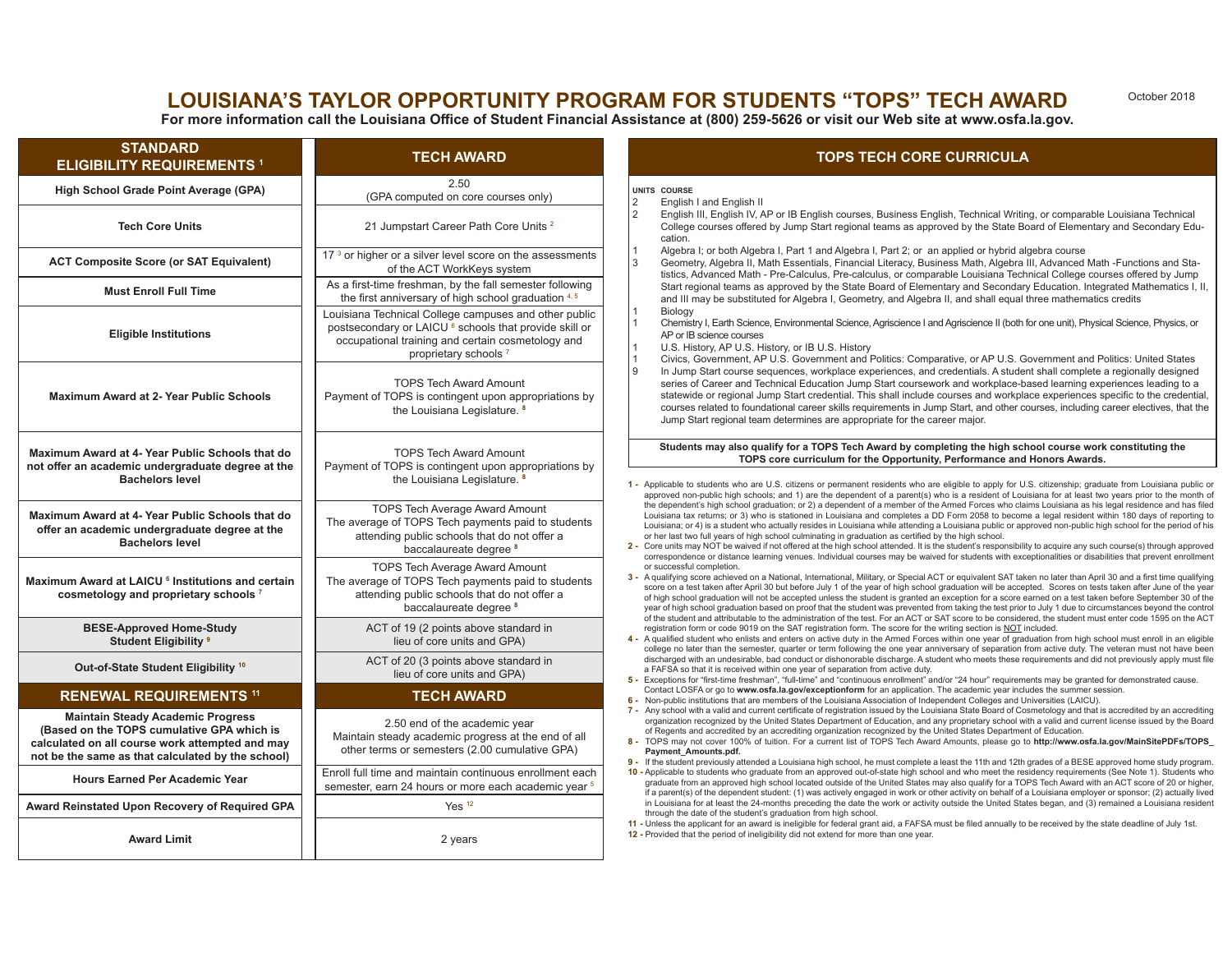# LOUISIANA'S TAYLOR OPPORTUNITY PROGRAM FOR STUDENTS "TOPS" TECH AWARD

October 2018

**For more information call the Louisiana Office of Student Financial Assistance at (800) 259-5626 or visit our Web site at www.osfa.la.gov.**

| STANDARD ELIGIBILITY REQUIREMENTS [1] | TECH AWARD |
|---|---|
| **High School Grade Point Average (GPA)** | 2.50 (GPA computed on core courses only) |
| **Tech Core Units** | 21 Jumpstart Career Path Core Units [2] |
| **ACT Composite Score (or SAT Equivalent)** | 17 [3] or higher or a silver level score on the assessments of the ACT WorkKeys system |
| **Must Enroll Full Time** | As a first-time freshman, by the fall semester following the first anniversary of high school graduation [4, 5] |
| **Eligible Institutions** | Louisiana Technical College campuses and other public postsecondary or LAICU [6] schools that provide skill or occupational training and certain cosmetology and proprietary schools [7] |
| **Maximum Award at 2- Year Public Schools** | TOPS Tech Award Amount Payment of TOPS is contingent upon appropriations by the Louisiana Legislature. [8] |
| **Maximum Award at 4- Year Public Schools that do not offer an academic undergraduate degree at the Bachelors level** | TOPS Tech Award Amount Payment of TOPS is contingent upon appropriations by the Louisiana Legislature. [8] |
| **Maximum Award at 4- Year Public Schools that do offer an academic undergraduate degree at the Bachelors level** | TOPS Tech Average Award Amount The average of TOPS Tech payments paid to students attending public schools that do not offer a baccalaureate degree [8] |
| **Maximum Award at LAICU [6] Institutions and certain cosmetology and proprietary schools [7]** | TOPS Tech Average Award Amount The average of TOPS Tech payments paid to students attending public schools that do not offer a baccalaureate degree [8] |
| **BESE-Approved Home-Study Student Eligibility [9]** | ACT of 19 (2 points above standard in lieu of core units and GPA) |
| **Out-of-State Student Eligibility [10]** | ACT of 20 (3 points above standard in lieu of core units and GPA) |
| **RENEWAL REQUIREMENTS [11]** | **TECH AWARD** |
| **Maintain Steady Academic Progress (Based on the TOPS cumulative GPA which is calculated on all course work attempted and may not be the same as that calculated by the school)** | 2.50 end of the academic year Maintain steady academic progress at the end of all other terms or semesters (2.00 cumulative GPA) |
| **Hours Earned Per Academic Year** | Enroll full time and maintain continuous enrollment each semester, earn 24 hours or more each academic year [5] |
| **Award Reinstated Upon Recovery of Required GPA** | Yes [12] |
| **Award Limit** | 2 years |

## TOPS TECH CORE CURRICULA

| UNITS | COURSE |
|---|---|
| 2 | English I and English II |
| 2 | English III, English IV, AP or IB English courses, Business English, Technical Writing, or comparable Louisiana Technical College courses offered by Jump Start regional teams as approved by the State Board of Elementary and Secondary Education. |
| 1 | Algebra I; or both Algebra I, Part 1 and Algebra I, Part 2; or an applied or hybrid algebra course |
| 3 | Geometry, Algebra II, Math Essentials, Financial Literacy, Business Math, Algebra III, Advanced Math -Functions and Statistics, Advanced Math - Pre-Calculus, Pre-calculus, or comparable Louisiana Technical College courses offered by Jump Start regional teams as approved by the State Board of Elementary and Secondary Education. Integrated Mathematics I, II, and III may be substituted for Algebra I, Geometry, and Algebra II, and shall equal three mathematics credits |
| 1 | Biology |
| 1 | Chemistry I, Earth Science, Environmental Science, Agriscience I and Agriscience II (both for one unit), Physical Science, Physics, or AP or IB science courses |
| 1 | U.S. History, AP U.S. History, or IB U.S. History |
| 1 | Civics, Government, AP U.S. Government and Politics: Comparative, or AP U.S. Government and Politics: United States |
| 9 | In Jump Start course sequences, workplace experiences, and credentials. A student shall complete a regionally designed series of Career and Technical Education Jump Start coursework and workplace-based learning experiences leading to a statewide or regional Jump Start credential. This shall include courses and workplace experiences specific to the credential, courses related to foundational career skills requirements in Jump Start, and other courses, including career electives, that the Jump Start regional team determines are appropriate for the career major. |

**Students may also qualify for a TOPS Tech Award by completing the high school course work constituting the TOPS core curriculum for the Opportunity, Performance and Honors Awards.**

1 - Applicable to students who are U.S. citizens or permanent residents who are eligible to apply for U.S. citizenship; graduate from Louisiana public or approved non-public high schools; and 1) are the dependent of a parent(s) who is a resident of Louisiana for at least two years prior to the month of the dependent's high school graduation; or 2) a dependent of a member of the Armed Forces who claims Louisiana as his legal residence and has filed Louisiana tax returns; or 3) who is stationed in Louisiana and completes a DD Form 2058 to become a legal resident within 180 days of reporting to Louisiana; or 4) is a student who actually resides in Louisiana while attending a Louisiana public or approved non-public high school for the period of his or her last two full years of high school culminating in graduation as certified by the high school.

2 - Core units may NOT be waived if not offered at the high school attended. It is the student's responsibility to acquire any such course(s) through approved correspondence or distance learning venues. Individual courses may be waived for students with exceptionalities or disabilities that prevent enrollment or successful completion.

3 - A qualifying score achieved on a National, International, Military, or Special ACT or equivalent SAT taken no later than April 30 and a first time qualifying score on a test taken after April 30 but before July 1 of the year of high school graduation will be accepted. Scores on tests taken after June of the year of high school graduation will not be accepted unless the student is granted an exception for a score earned on a test taken before September 30 of the year of high school graduation based on proof that the student was prevented from taking the test prior to July 1 due to circumstances beyond the control of the student and attributable to the administration of the test. For an ACT or SAT score to be considered, the student must enter code 1595 on the ACT registration form or code 9019 on the SAT registration form. The score for the writing section is NOT included.

4 - A qualified student who enlists and enters on active duty in the Armed Forces within one year of graduation from high school must enroll in an eligible college no later than the semester, quarter or term following the one year anniversary of separation from active duty. The veteran must not have been discharged with an undesirable, bad conduct or dishonorable discharge. A student who meets these requirements and did not previously apply must file a FAFSA so that it is received within one year of separation from active duty.

5 - Exceptions for "first-time freshman", "full-time" and "continuous enrollment" and/or "24 hour" requirements may be granted for demonstrated cause. Contact LOSFA or go to **www.osfa.la.gov/exceptionform** for an application. The academic year includes the summer session.

6 - Non-public institutions that are members of the Louisiana Association of Independent Colleges and Universities (LAICU).

7 - Any school with a valid and current certificate of registration issued by the Louisiana State Board of Cosmetology and that is accredited by an accrediting organization recognized by the United States Department of Education, and any proprietary school with a valid and current license issued by the Board of Regents and accredited by an accrediting organization recognized by the United States Department of Education.

8 - TOPS may not cover 100% of tuition. For a current list of TOPS Tech Award Amounts, please go to **http://www.osfa.la.gov/MainSitePDFs/TOPS_Payment_Amounts.pdf.**

9 - If the student previously attended a Louisiana high school, he must complete a least the 11th and 12th grades of a BESE approved home study program.

10 - Applicable to students who graduate from an approved out-of-state high school and who meet the residency requirements (See Note 1). Students who graduate from an approved high school located outside of the United States may also qualify for a TOPS Tech Award with an ACT score of 20 or higher, if a parent(s) of the dependent student: (1) was actively engaged in work or other activity on behalf of a Louisiana employer or sponsor; (2) actually lived in Louisiana for at least the 24-months preceding the date the work or activity outside the United States began, and (3) remained a Louisiana resident through the date of the student's graduation from high school.

11 - Unless the applicant for an award is ineligible for federal grant aid, a FAFSA must be filed annually to be received by the state deadline of July 1st.

12 - Provided that the period of ineligibility did not extend for more than one year.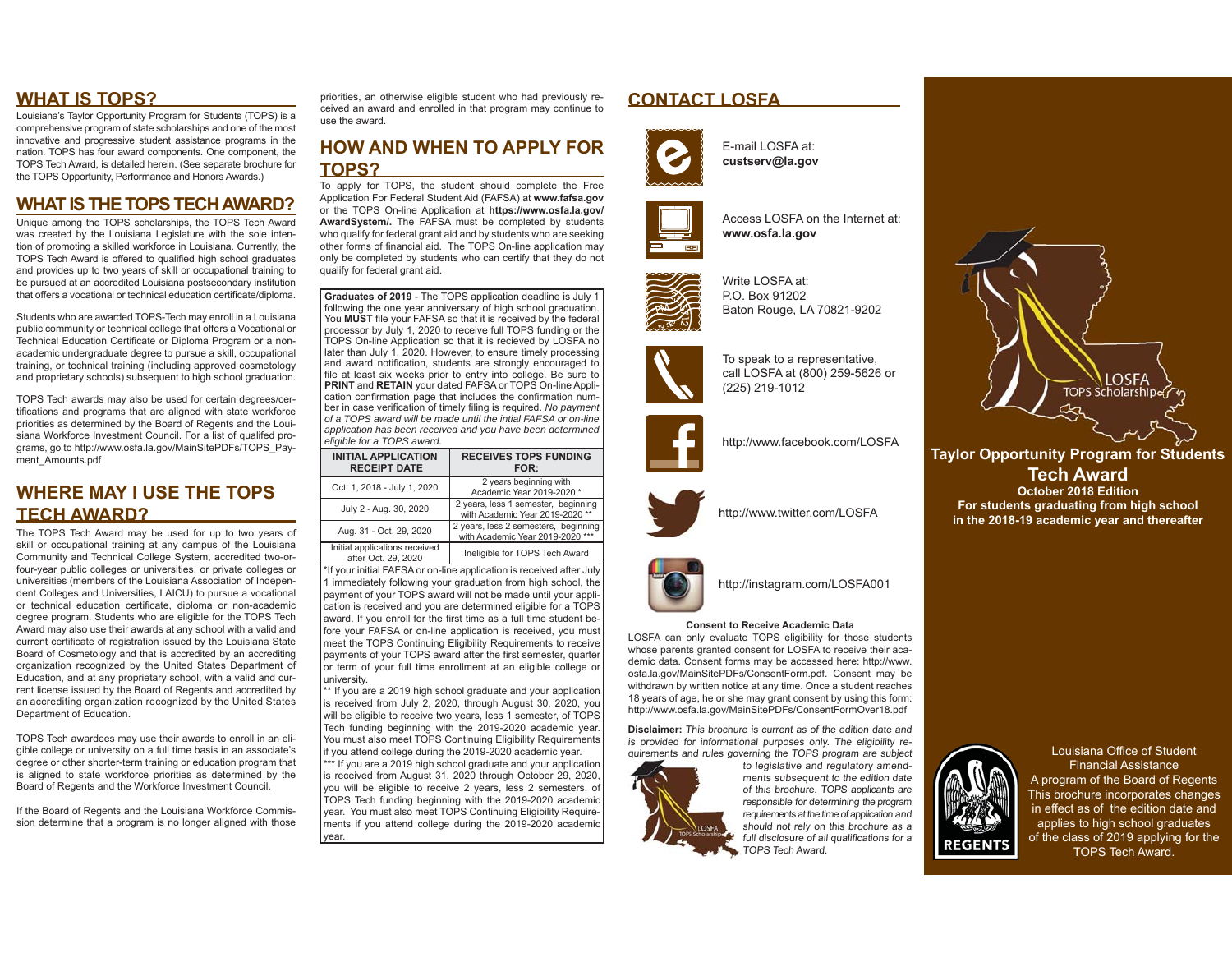## WHAT IS TOPS?

Louisiana's Taylor Opportunity Program for Students (TOPS) is a comprehensive program of state scholarships and one of the most innovative and progressive student assistance programs in the nation. TOPS has four award components. One component, the TOPS Tech Award, is detailed herein. (See separate brochure for the TOPS Opportunity, Performance and Honors Awards.)

## WHAT IS THE TOPS TECH AWARD?

Unique among the TOPS scholarships, the TOPS Tech Award was created by the Louisiana Legislature with the sole intention of promoting a skilled workforce in Louisiana. Currently, the TOPS Tech Award is offered to qualified high school graduates and provides up to two years of skill or occupational training to be pursued at an accredited Louisiana postsecondary institution that offers a vocational or technical education certificate/diploma.

Students who are awarded TOPS-Tech may enroll in a Louisiana public community or technical college that offers a Vocational or Technical Education Certificate or Diploma Program or a non-academic undergraduate degree to pursue a skill, occupational training, or technical training (including approved cosmetology and proprietary schools) subsequent to high school graduation.

TOPS Tech awards may also be used for certain degrees/certifications and programs that are aligned with state workforce priorities as determined by the Board of Regents and the Louisiana Workforce Investment Council. For a list of qualifed programs, go to http://www.osfa.la.gov/MainSitePDFs/TOPS_Payment_Amounts.pdf

## WHERE MAY I USE THE TOPS TECH AWARD?

The TOPS Tech Award may be used for up to two years of skill or occupational training at any campus of the Louisiana Community and Technical College System, accredited two-or-four-year public colleges or universities, or private colleges or universities (members of the Louisiana Association of Independent Colleges and Universities, LAICU) to pursue a vocational or technical education certificate, diploma or non-academic degree program. Students who are eligible for the TOPS Tech Award may also use their awards at any school with a valid and current certificate of registration issued by the Louisiana State Board of Cosmetology and that is accredited by an accrediting organization recognized by the United States Department of Education, and at any proprietary school, with a valid and current license issued by the Board of Regents and accredited by an accrediting organization recognized by the United States Department of Education.

TOPS Tech awardees may use their awards to enroll in an eligible college or university on a full time basis in an associate's degree or other shorter-term training or education program that is aligned to state workforce priorities as determined by the Board of Regents and the Workforce Investment Council.

If the Board of Regents and the Louisiana Workforce Commission determine that a program is no longer aligned with those priorities, an otherwise eligible student who had previously received an award and enrolled in that program may continue to use the award.

## HOW AND WHEN TO APPLY FOR TOPS?

To apply for TOPS, the student should complete the Free Application For Federal Student Aid (FAFSA) at **www.fafsa.gov** or the TOPS On-line Application at **https://www.osfa.la.gov/AwardSystem/.** The FAFSA must be completed by students who qualify for federal grant aid and by students who are seeking other forms of financial aid. The TOPS On-line application may only be completed by students who can certify that they do not qualify for federal grant aid.

**Graduates of 2019** - The TOPS application deadline is July 1 following the one year anniversary of high school graduation. You **MUST** file your FAFSA so that it is received by the federal processor by July 1, 2020 to receive full TOPS funding or the TOPS On-line Application so that it is recieved by LOSFA no later than July 1, 2020. However, to ensure timely processing and award notification, students are strongly encouraged to file at least six weeks prior to entry into college. Be sure to **PRINT** and **RETAIN** your dated FAFSA or TOPS On-line Application confirmation page that includes the confirmation number in case verification of timely filing is required. *No payment of a TOPS award will be made until the intial FAFSA or on-line application has been received and you have been determined eligible for a TOPS award.*

| INITIAL APPLICATION RECEIPT DATE | RECEIVES TOPS FUNDING FOR: |
|---|---|
| Oct. 1, 2018 - July 1, 2020 | 2 years beginning with Academic Year 2019-2020 * |
| July 2 - Aug. 30, 2020 | 2 years, less 1 semester, beginning with Academic Year 2019-2020 ** |
| Aug. 31 - Oct. 29, 2020 | 2 years, less 2 semesters, beginning with Academic Year 2019-2020 *** |
| Initial applications received after Oct. 29, 2020 | Ineligible for TOPS Tech Award |

*If your initial FAFSA or on-line application is received after July 1 immediately following your graduation from high school, the payment of your TOPS award will not be made until your application is received and you are determined eligible for a TOPS award. If you enroll for the first time as a full time student before your FAFSA or on-line application is received, you must meet the TOPS Continuing Eligibility Requirements to receive payments of your TOPS award after the first semester, quarter or term of your full time enrollment at an eligible college or university.

** If you are a 2019 high school graduate and your application is received from July 2, 2020, through August 30, 2020, you will be eligible to receive two years, less 1 semester, of TOPS Tech funding beginning with the 2019-2020 academic year. You must also meet TOPS Continuing Eligibility Requirements if you attend college during the 2019-2020 academic year.

*** If you are a 2019 high school graduate and your application is received from August 31, 2020 through October 29, 2020, you will be eligible to receive 2 years, less 2 semesters, of TOPS Tech funding beginning with the 2019-2020 academic year. You must also meet TOPS Continuing Eligibility Requirements if you attend college during the 2019-2020 academic year.

## CONTACT LOSFA

E-mail LOSFA at:
**custserv@la.gov**

Access LOSFA on the Internet at:
**www.osfa.la.gov**

Write LOSFA at:
P.O. Box 91202
Baton Rouge, LA 70821-9202

To speak to a representative, call LOSFA at (800) 259-5626 or (225) 219-1012

http://www.facebook.com/LOSFA

http://www.twitter.com/LOSFA

http://instagram.com/LOSFA001

**Consent to Receive Academic Data**

LOSFA can only evaluate TOPS eligibility for those students whose parents granted consent for LOSFA to receive their academic data. Consent forms may be accessed here: http://www.osfa.la.gov/MainSitePDFs/ConsentForm.pdf. Consent may be withdrawn by written notice at any time. Once a student reaches 18 years of age, he or she may grant consent by using this form: http://www.osfa.la.gov/MainSitePDFs/ConsentFormOver18.pdf

**Disclaimer:** *This brochure is current as of the edition date and is provided for informational purposes only. The eligibility requirements and rules governing the TOPS program are subject to legislative and regulatory amendments subsequent to the edition date of this brochure. TOPS applicants are responsible for determining the program requirements at the time of application and should not rely on this brochure as a full disclosure of all qualifications for a TOPS Tech Award.*

LOSFA
TOPS Scholarship

# Taylor Opportunity Program for Students Tech Award

**October 2018 Edition**
**For students graduating from high school in the 2018-19 academic year and thereafter**

REGENTS

Louisiana Office of Student Financial Assistance
A program of the Board of Regents
This brochure incorporates changes in effect as of the edition date and applies to high school graduates of the class of 2019 applying for the TOPS Tech Award.